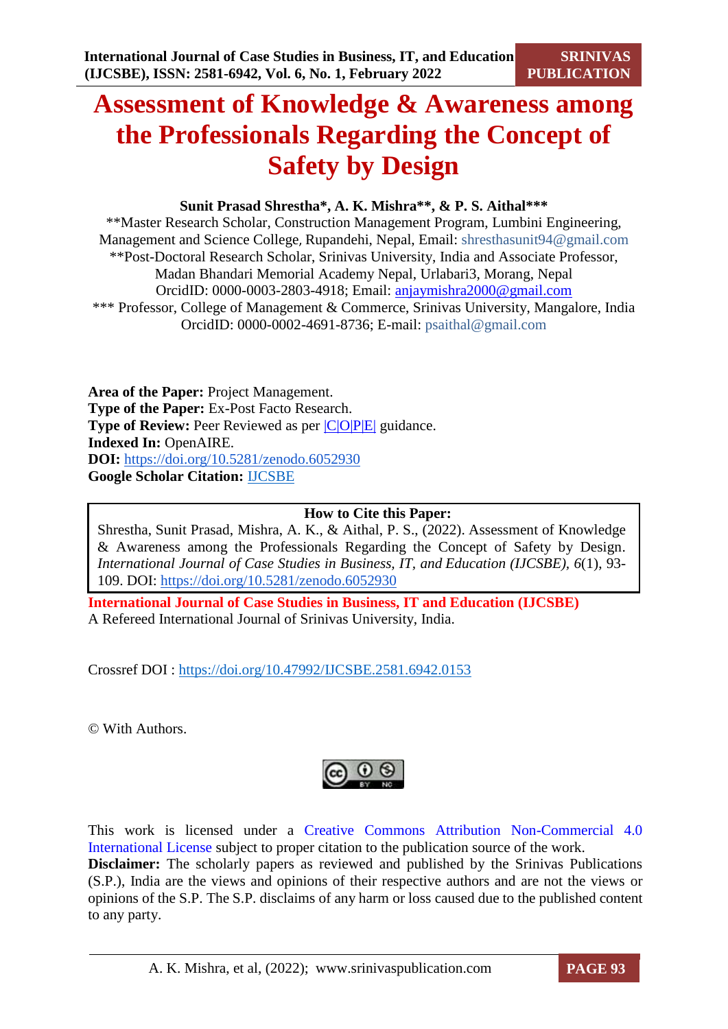# Assessment of Knowledge & Awareness among the Professionals Regarding the Concept of Safety by Design

**Sunit Prasad Shrestha*, A. K. Mishra**, & P. S. Aithal*****

**Master Research Scholar, Construction Management Program, Lumbini Engineering, Management and Science College, Rupandehi, Nepal, Email: shresthasunit94@gmail.com

**Post-Doctoral Research Scholar, Srinivas University, India and Associate Professor, Madan Bhandari Memorial Academy Nepal, Urlabari3, Morang, Nepal

OrcidID: 0000-0003-2803-4918; Email: anjaymishra2000@gmail.com

*** Professor, College of Management & Commerce, Srinivas University, Mangalore, India

OrcidID: 0000-0002-4691-8736; E-mail: psaithal@gmail.com

**Area of the Paper:** Project Management.
**Type of the Paper:** Ex-Post Facto Research.
**Type of Review:** Peer Reviewed as per |C|O|P|E| guidance.
**Indexed In:** OpenAIRE.
**DOI:** https://doi.org/10.5281/zenodo.6052930
**Google Scholar Citation:** IJCSBE

**How to Cite this Paper:**

Shrestha, Sunit Prasad, Mishra, A. K., & Aithal, P. S., (2022). Assessment of Knowledge & Awareness among the Professionals Regarding the Concept of Safety by Design. *International Journal of Case Studies in Business, IT, and Education (IJCSBE)*, *6*(1), 93-109. DOI: https://doi.org/10.5281/zenodo.6052930

**International Journal of Case Studies in Business, IT and Education (IJCSBE)**
A Refereed International Journal of Srinivas University, India.

Crossref DOI : https://doi.org/10.47992/IJCSBE.2581.6942.0153

© With Authors.

This work is licensed under a Creative Commons Attribution Non-Commercial 4.0 International License subject to proper citation to the publication source of the work.

**Disclaimer:** The scholarly papers as reviewed and published by the Srinivas Publications (S.P.), India are the views and opinions of their respective authors and are not the views or opinions of the S.P. The S.P. disclaims of any harm or loss caused due to the published content to any party.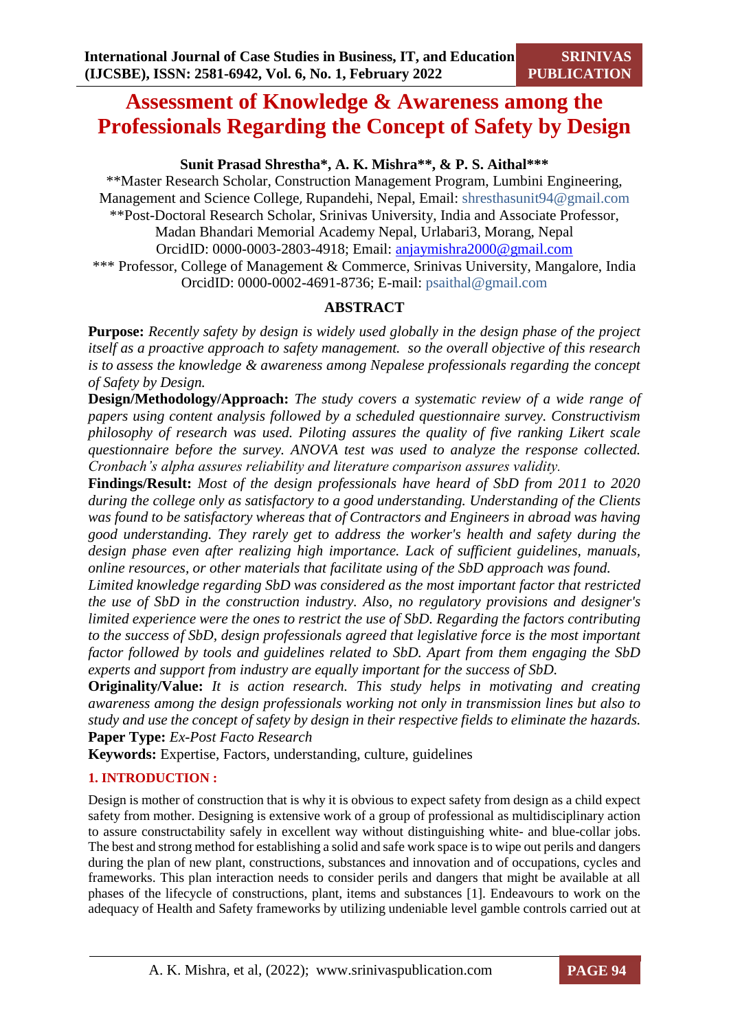# Assessment of Knowledge & Awareness among the Professionals Regarding the Concept of Safety by Design

**Sunit Prasad Shrestha\*, A. K. Mishra\*\*, & P. S. Aithal\*\*\***

\*\*Master Research Scholar, Construction Management Program, Lumbini Engineering, Management and Science College, Rupandehi, Nepal, Email: shresthasunit94@gmail.com

\*\*Post-Doctoral Research Scholar, Srinivas University, India and Associate Professor, Madan Bhandari Memorial Academy Nepal, Urlabari3, Morang, Nepal
OrcidID: 0000-0003-2803-4918; Email: anjaymishra2000@gmail.com

\*\*\* Professor, College of Management & Commerce, Srinivas University, Mangalore, India
OrcidID: 0000-0002-4691-8736; E-mail: psaithal@gmail.com

## ABSTRACT

**Purpose:** *Recently safety by design is widely used globally in the design phase of the project itself as a proactive approach to safety management. so the overall objective of this research is to assess the knowledge & awareness among Nepalese professionals regarding the concept of Safety by Design.*

**Design/Methodology/Approach:** *The study covers a systematic review of a wide range of papers using content analysis followed by a scheduled questionnaire survey. Constructivism philosophy of research was used. Piloting assures the quality of five ranking Likert scale questionnaire before the survey. ANOVA test was used to analyze the response collected. Cronbach's alpha assures reliability and literature comparison assures validity.*

**Findings/Result:** *Most of the design professionals have heard of SbD from 2011 to 2020 during the college only as satisfactory to a good understanding. Understanding of the Clients was found to be satisfactory whereas that of Contractors and Engineers in abroad was having good understanding. They rarely get to address the worker's health and safety during the design phase even after realizing high importance. Lack of sufficient guidelines, manuals, online resources, or other materials that facilitate using of the SbD approach was found. Limited knowledge regarding SbD was considered as the most important factor that restricted the use of SbD in the construction industry. Also, no regulatory provisions and designer's limited experience were the ones to restrict the use of SbD. Regarding the factors contributing to the success of SbD, design professionals agreed that legislative force is the most important factor followed by tools and guidelines related to SbD. Apart from them engaging the SbD experts and support from industry are equally important for the success of SbD.*

**Originality/Value:** *It is action research. This study helps in motivating and creating awareness among the design professionals working not only in transmission lines but also to study and use the concept of safety by design in their respective fields to eliminate the hazards.*

**Paper Type:** *Ex-Post Facto Research*

**Keywords:** Expertise, Factors, understanding, culture, guidelines

## 1. INTRODUCTION :

Design is mother of construction that is why it is obvious to expect safety from design as a child expect safety from mother. Designing is extensive work of a group of professional as multidisciplinary action to assure constructability safely in excellent way without distinguishing white- and blue-collar jobs. The best and strong method for establishing a solid and safe work space is to wipe out perils and dangers during the plan of new plant, constructions, substances and innovation and of occupations, cycles and frameworks. This plan interaction needs to consider perils and dangers that might be available at all phases of the lifecycle of constructions, plant, items and substances [1]. Endeavours to work on the adequacy of Health and Safety frameworks by utilizing undeniable level gamble controls carried out at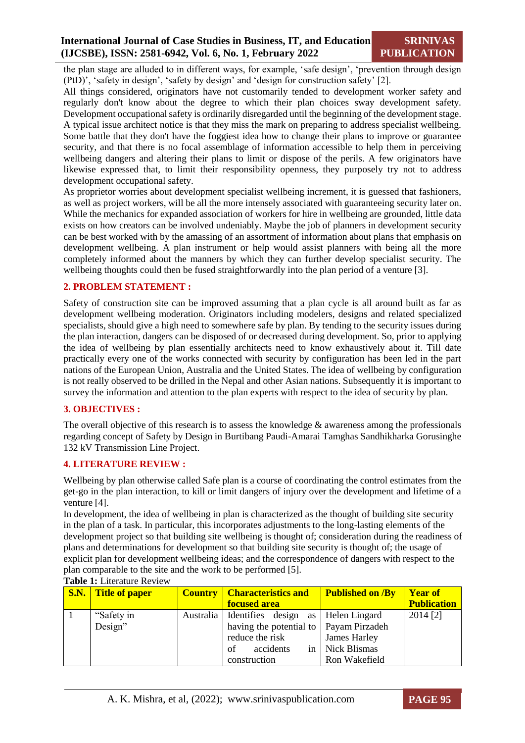the plan stage are alluded to in different ways, for example, 'safe design', 'prevention through design (PtD)', 'safety in design', 'safety by design' and 'design for construction safety' [2].

All things considered, originators have not customarily tended to development worker safety and regularly don't know about the degree to which their plan choices sway development safety. Development occupational safety is ordinarily disregarded until the beginning of the development stage. A typical issue architect notice is that they miss the mark on preparing to address specialist wellbeing. Some battle that they don't have the foggiest idea how to change their plans to improve or guarantee security, and that there is no focal assemblage of information accessible to help them in perceiving wellbeing dangers and altering their plans to limit or dispose of the perils. A few originators have likewise expressed that, to limit their responsibility openness, they purposely try not to address development occupational safety.

As proprietor worries about development specialist wellbeing increment, it is guessed that fashioners, as well as project workers, will be all the more intensely associated with guaranteeing security later on. While the mechanics for expanded association of workers for hire in wellbeing are grounded, little data exists on how creators can be involved undeniably. Maybe the job of planners in development security can be best worked with by the amassing of an assortment of information about plans that emphasis on development wellbeing. A plan instrument or help would assist planners with being all the more completely informed about the manners by which they can further develop specialist security. The wellbeing thoughts could then be fused straightforwardly into the plan period of a venture [3].

## 2. PROBLEM STATEMENT :

Safety of construction site can be improved assuming that a plan cycle is all around built as far as development wellbeing moderation. Originators including modelers, designs and related specialized specialists, should give a high need to somewhere safe by plan. By tending to the security issues during the plan interaction, dangers can be disposed of or decreased during development. So, prior to applying the idea of wellbeing by plan essentially architects need to know exhaustively about it. Till date practically every one of the works connected with security by configuration has been led in the part nations of the European Union, Australia and the United States. The idea of wellbeing by configuration is not really observed to be drilled in the Nepal and other Asian nations. Subsequently it is important to survey the information and attention to the plan experts with respect to the idea of security by plan.

## 3. OBJECTIVES :

The overall objective of this research is to assess the knowledge & awareness among the professionals regarding concept of Safety by Design in Burtibang Paudi-Amarai Tamghas Sandhikharka Gorusinghe 132 kV Transmission Line Project.

## 4. LITERATURE REVIEW :

Wellbeing by plan otherwise called Safe plan is a course of coordinating the control estimates from the get-go in the plan interaction, to kill or limit dangers of injury over the development and lifetime of a venture [4].

In development, the idea of wellbeing in plan is characterized as the thought of building site security in the plan of a task. In particular, this incorporates adjustments to the long-lasting elements of the development project so that building site wellbeing is thought of; consideration during the readiness of plans and determinations for development so that building site security is thought of; the usage of explicit plan for development wellbeing ideas; and the correspondence of dangers with respect to the plan comparable to the site and the work to be performed [5].

**Table 1:** Literature Review

| S.N. | Title of paper | Country | Characteristics and focused area | Published on /By | Year of Publication |
|---|---|---|---|---|---|
| 1 | "Safety in Design" | Australia | Identifies design as having the potential to reduce the risk of accidents in construction | Helen Lingard<br>Payam Pirzadeh<br>James Harley<br>Nick Blismas<br>Ron Wakefield | 2014 [2] |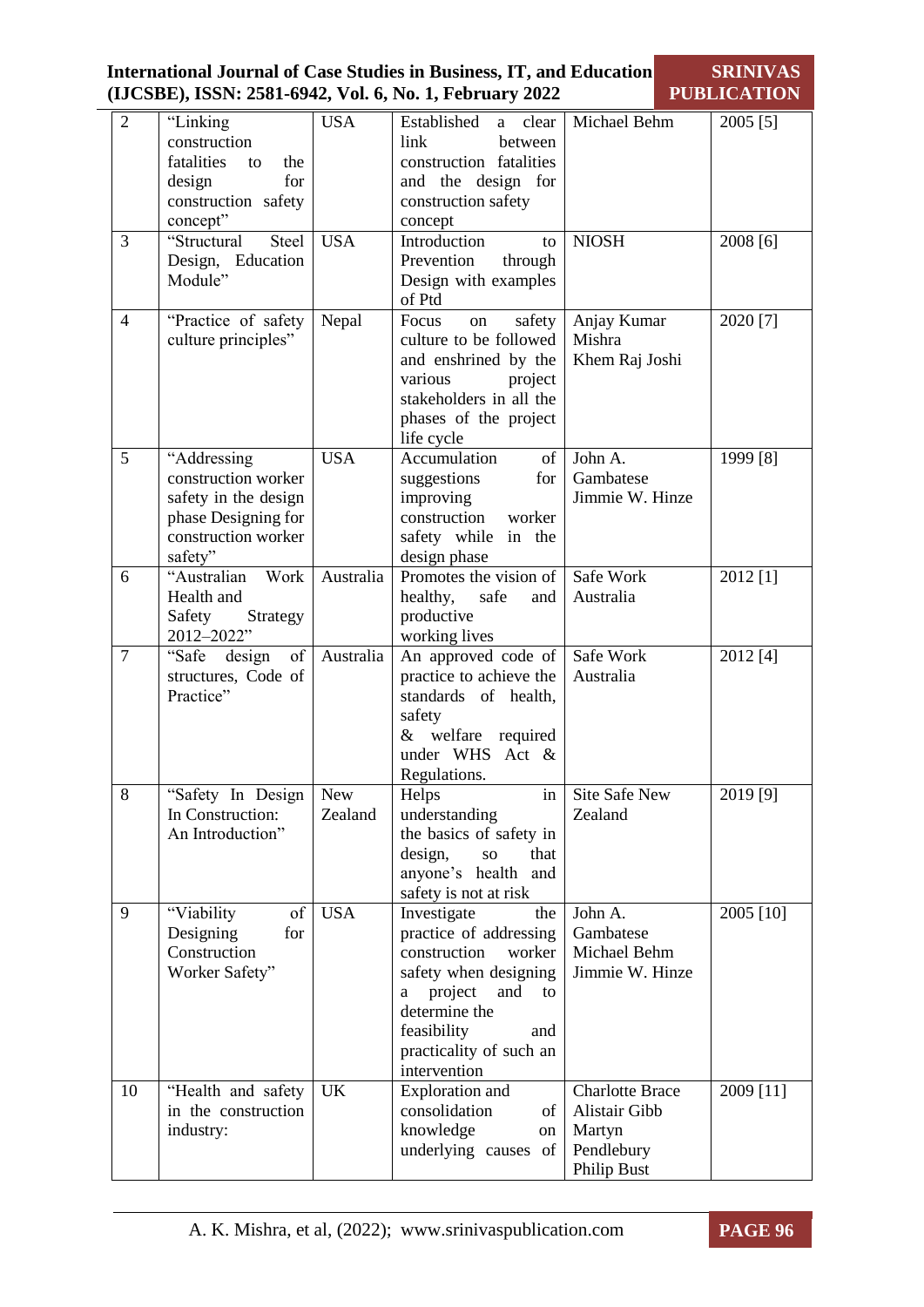| 2 | "Linking construction fatalities to the design for construction safety concept" | USA | Established a clear link between construction fatalities and the design for construction safety concept | Michael Behm | 2005 [5] |
|---|---|---|---|---|---|
| 3 | "Structural Steel Design, Education Module" | USA | Introduction to Prevention through Design with examples of Ptd | NIOSH | 2008 [6] |
| 4 | "Practice of safety culture principles" | Nepal | Focus on safety culture to be followed and enshrined by the various project stakeholders in all the phases of the project life cycle | Anjay Kumar Mishra Khem Raj Joshi | 2020 [7] |
| 5 | "Addressing construction worker safety in the design phase Designing for construction worker safety" | USA | Accumulation of suggestions for improving construction worker safety while in the design phase | John A. Gambatese Jimmie W. Hinze | 1999 [8] |
| 6 | "Australian Work Health and Safety Strategy 2012–2022" | Australia | Promotes the vision of healthy, safe and productive working lives | Safe Work Australia | 2012 [1] |
| 7 | "Safe design of structures, Code of Practice" | Australia | An approved code of practice to achieve the standards of health, safety & welfare required under WHS Act & Regulations. | Safe Work Australia | 2012 [4] |
| 8 | "Safety In Design In Construction: An Introduction" | New Zealand | Helps in understanding the basics of safety in design, so that anyone's health and safety is not at risk | Site Safe New Zealand | 2019 [9] |
| 9 | "Viability of Designing for Construction Worker Safety" | USA | Investigate the practice of addressing construction worker safety when designing a project and to determine the feasibility and practicality of such an intervention | John A. Gambatese Michael Behm Jimmie W. Hinze | 2005 [10] |
| 10 | "Health and safety in the construction industry: | UK | Exploration and consolidation of knowledge on underlying causes of | Charlotte Brace Alistair Gibb Martyn Pendlebury Philip Bust | 2009 [11] |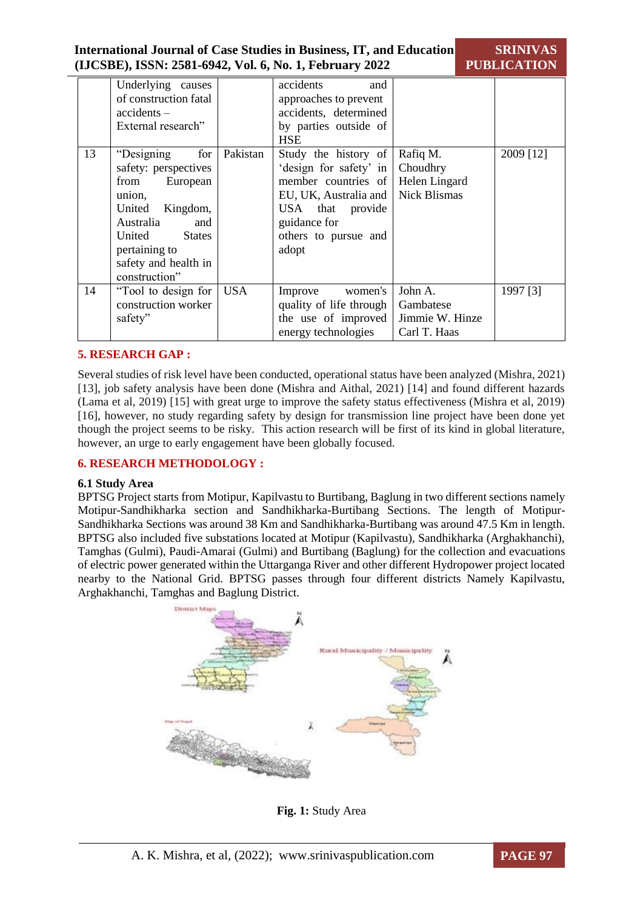|  | Underlying causes of construction fatal accidents – External research” |  | accidents and approaches to prevent accidents, determined by parties outside of HSE |  |  |
|---|---|---|---|---|---|
| 13 | “Designing for safety: perspectives from European union, United Kingdom, Australia and United States pertaining to safety and health in construction” | Pakistan | Study the history of ‘design for safety’ in member countries of EU, UK, Australia and USA that provide guidance for others to pursue and adopt | Rafiq M. Choudhry Helen Lingard Nick Blismas | 2009 [12] |
| 14 | “Tool to design for construction worker safety” | USA | Improve women's quality of life through the use of improved energy technologies | John A. Gambatese Jimmie W. Hinze Carl T. Haas | 1997 [3] |

## 5. RESEARCH GAP :

Several studies of risk level have been conducted, operational status have been analyzed (Mishra, 2021) [13], job safety analysis have been done (Mishra and Aithal, 2021) [14] and found different hazards (Lama et al, 2019) [15] with great urge to improve the safety status effectiveness (Mishra et al, 2019) [16], however, no study regarding safety by design for transmission line project have been done yet though the project seems to be risky. This action research will be first of its kind in global literature, however, an urge to early engagement have been globally focused.

## 6. RESEARCH METHODOLOGY :

### 6.1 Study Area

BPTSG Project starts from Motipur, Kapilvastu to Burtibang, Baglung in two different sections namely Motipur-Sandhikharka section and Sandhikharka-Burtibang Sections. The length of Motipur-Sandhikharka Sections was around 38 Km and Sandhikharka-Burtibang was around 47.5 Km in length. BPTSG also included five substations located at Motipur (Kapilvastu), Sandhikharka (Arghakhanchi), Tamghas (Gulmi), Paudi-Amarai (Gulmi) and Burtibang (Baglung) for the collection and evacuations of electric power generated within the Uttarganga River and other different Hydropower project located nearby to the National Grid. BPTSG passes through four different districts Namely Kapilvastu, Arghakhanchi, Tamghas and Baglung District.

**Fig. 1:** Study Area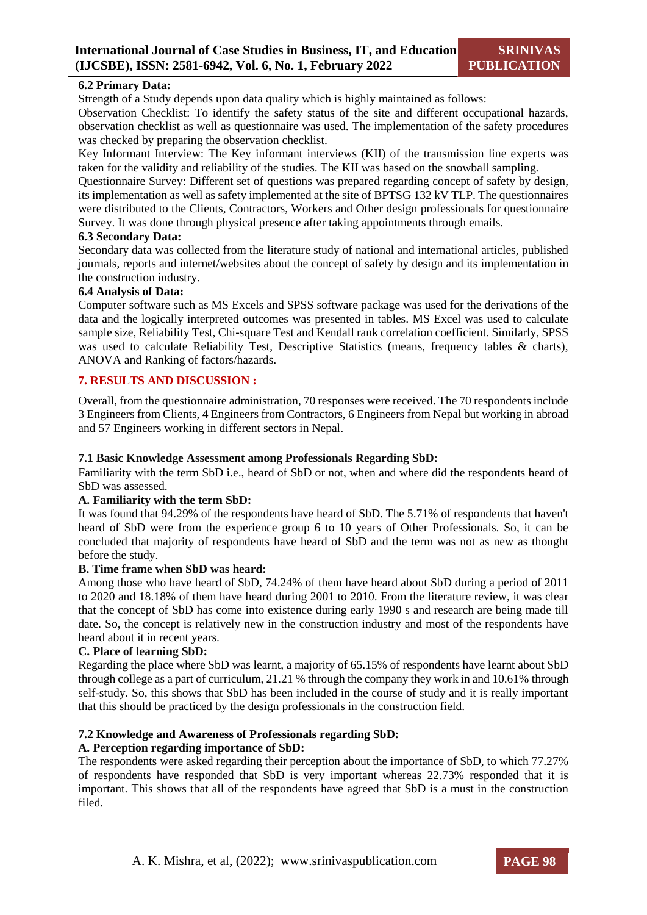### 6.2 Primary Data:

Strength of a Study depends upon data quality which is highly maintained as follows:

Observation Checklist: To identify the safety status of the site and different occupational hazards, observation checklist as well as questionnaire was used. The implementation of the safety procedures was checked by preparing the observation checklist.

Key Informant Interview: The Key informant interviews (KII) of the transmission line experts was taken for the validity and reliability of the studies. The KII was based on the snowball sampling.

Questionnaire Survey: Different set of questions was prepared regarding concept of safety by design, its implementation as well as safety implemented at the site of BPTSG 132 kV TLP. The questionnaires were distributed to the Clients, Contractors, Workers and Other design professionals for questionnaire Survey. It was done through physical presence after taking appointments through emails.

### 6.3 Secondary Data:

Secondary data was collected from the literature study of national and international articles, published journals, reports and internet/websites about the concept of safety by design and its implementation in the construction industry.

### 6.4 Analysis of Data:

Computer software such as MS Excels and SPSS software package was used for the derivations of the data and the logically interpreted outcomes was presented in tables. MS Excel was used to calculate sample size, Reliability Test, Chi-square Test and Kendall rank correlation coefficient. Similarly, SPSS was used to calculate Reliability Test, Descriptive Statistics (means, frequency tables & charts), ANOVA and Ranking of factors/hazards.

## 7. RESULTS AND DISCUSSION :

Overall, from the questionnaire administration, 70 responses were received. The 70 respondents include 3 Engineers from Clients, 4 Engineers from Contractors, 6 Engineers from Nepal but working in abroad and 57 Engineers working in different sectors in Nepal.

### 7.1 Basic Knowledge Assessment among Professionals Regarding SbD:

Familiarity with the term SbD i.e., heard of SbD or not, when and where did the respondents heard of SbD was assessed.

#### A. Familiarity with the term SbD:

It was found that 94.29% of the respondents have heard of SbD. The 5.71% of respondents that haven't heard of SbD were from the experience group 6 to 10 years of Other Professionals. So, it can be concluded that majority of respondents have heard of SbD and the term was not as new as thought before the study.

#### B. Time frame when SbD was heard:

Among those who have heard of SbD, 74.24% of them have heard about SbD during a period of 2011 to 2020 and 18.18% of them have heard during 2001 to 2010. From the literature review, it was clear that the concept of SbD has come into existence during early 1990 s and research are being made till date. So, the concept is relatively new in the construction industry and most of the respondents have heard about it in recent years.

#### C. Place of learning SbD:

Regarding the place where SbD was learnt, a majority of 65.15% of respondents have learnt about SbD through college as a part of curriculum, 21.21 % through the company they work in and 10.61% through self-study. So, this shows that SbD has been included in the course of study and it is really important that this should be practiced by the design professionals in the construction field.

### 7.2 Knowledge and Awareness of Professionals regarding SbD:

#### A. Perception regarding importance of SbD:

The respondents were asked regarding their perception about the importance of SbD, to which 77.27% of respondents have responded that SbD is very important whereas 22.73% responded that it is important. This shows that all of the respondents have agreed that SbD is a must in the construction filed.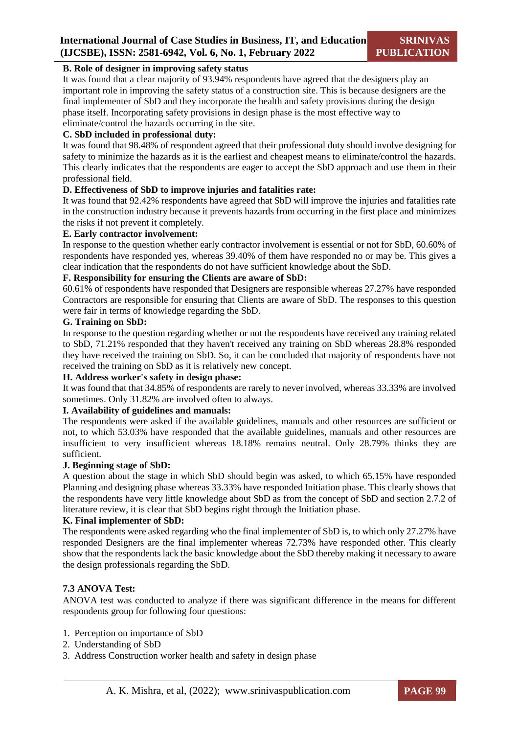**B. Role of designer in improving safety status**

It was found that a clear majority of 93.94% respondents have agreed that the designers play an important role in improving the safety status of a construction site. This is because designers are the final implementer of SbD and they incorporate the health and safety provisions during the design phase itself. Incorporating safety provisions in design phase is the most effective way to eliminate/control the hazards occurring in the site.

**C. SbD included in professional duty:**

It was found that 98.48% of respondent agreed that their professional duty should involve designing for safety to minimize the hazards as it is the earliest and cheapest means to eliminate/control the hazards. This clearly indicates that the respondents are eager to accept the SbD approach and use them in their professional field.

**D. Effectiveness of SbD to improve injuries and fatalities rate:**

It was found that 92.42% respondents have agreed that SbD will improve the injuries and fatalities rate in the construction industry because it prevents hazards from occurring in the first place and minimizes the risks if not prevent it completely.

**E. Early contractor involvement:**

In response to the question whether early contractor involvement is essential or not for SbD, 60.60% of respondents have responded yes, whereas 39.40% of them have responded no or may be. This gives a clear indication that the respondents do not have sufficient knowledge about the SbD.

**F. Responsibility for ensuring the Clients are aware of SbD:**

60.61% of respondents have responded that Designers are responsible whereas 27.27% have responded Contractors are responsible for ensuring that Clients are aware of SbD. The responses to this question were fair in terms of knowledge regarding the SbD.

**G. Training on SbD:**

In response to the question regarding whether or not the respondents have received any training related to SbD, 71.21% responded that they haven't received any training on SbD whereas 28.8% responded they have received the training on SbD. So, it can be concluded that majority of respondents have not received the training on SbD as it is relatively new concept.

**H. Address worker's safety in design phase:**

It was found that that 34.85% of respondents are rarely to never involved, whereas 33.33% are involved sometimes. Only 31.82% are involved often to always.

**I. Availability of guidelines and manuals:**

The respondents were asked if the available guidelines, manuals and other resources are sufficient or not, to which 53.03% have responded that the available guidelines, manuals and other resources are insufficient to very insufficient whereas 18.18% remains neutral. Only 28.79% thinks they are sufficient.

**J. Beginning stage of SbD:**

A question about the stage in which SbD should begin was asked, to which 65.15% have responded Planning and designing phase whereas 33.33% have responded Initiation phase. This clearly shows that the respondents have very little knowledge about SbD as from the concept of SbD and section 2.7.2 of literature review, it is clear that SbD begins right through the Initiation phase.

**K. Final implementer of SbD:**

The respondents were asked regarding who the final implementer of SbD is, to which only 27.27% have responded Designers are the final implementer whereas 72.73% have responded other. This clearly show that the respondents lack the basic knowledge about the SbD thereby making it necessary to aware the design professionals regarding the SbD.

### 7.3 ANOVA Test:

ANOVA test was conducted to analyze if there was significant difference in the means for different respondents group for following four questions:

1. Perception on importance of SbD
2. Understanding of SbD
3. Address Construction worker health and safety in design phase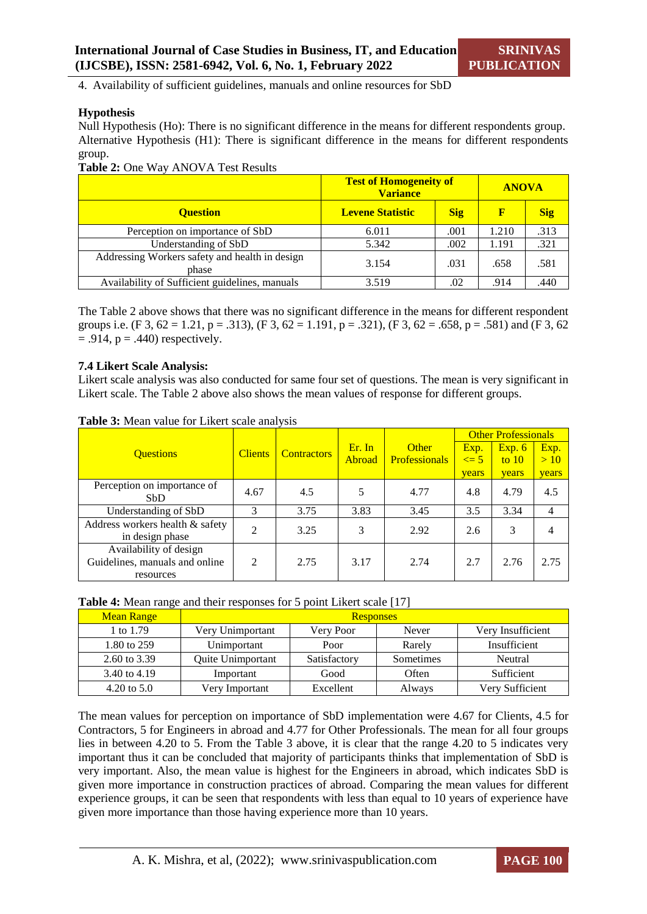4. Availability of sufficient guidelines, manuals and online resources for SbD

**Hypothesis**

Null Hypothesis (Ho): There is no significant difference in the means for different respondents group.
Alternative Hypothesis (H1): There is significant difference in the means for different respondents group.

**Table 2:** One Way ANOVA Test Results

| Question | Test of Homogeneity of Variance | | ANOVA | |
|---|---|---|---|---|
| | **Levene Statistic** | **Sig** | **F** | **Sig** |
| Perception on importance of SbD | 6.011 | .001 | 1.210 | .313 |
| Understanding of SbD | 5.342 | .002 | 1.191 | .321 |
| Addressing Workers safety and health in design phase | 3.154 | .031 | .658 | .581 |
| Availability of Sufficient guidelines, manuals | 3.519 | .02 | .914 | .440 |

The Table 2 above shows that there was no significant difference in the means for different respondent groups i.e. ($F$ 3, 62 = 1.21, $p$ = .313), ($F$ 3, 62 = 1.191, $p$ = .321), ($F$ 3, 62 = .658, $p$ = .581) and ($F$ 3, 62 = .914, $p$ = .440) respectively.

**7.4 Likert Scale Analysis:**

Likert scale analysis was also conducted for same four set of questions. The mean is very significant in Likert scale. The Table 2 above also shows the mean values of response for different groups.

**Table 3:** Mean value for Likert scale analysis

| Questions | Clients | Contractors | Er. In Abroad | Other Professionals | Other Professionals | | |
|---|---|---|---|---|---|---|---|
| | | | | | Exp. <= 5 years | Exp. 6 to 10 years | Exp. > 10 years |
| Perception on importance of SbD | 4.67 | 4.5 | 5 | 4.77 | 4.8 | 4.79 | 4.5 |
| Understanding of SbD | 3 | 3.75 | 3.83 | 3.45 | 3.5 | 3.34 | 4 |
| Address workers health & safety in design phase | 2 | 3.25 | 3 | 2.92 | 2.6 | 3 | 4 |
| Availability of design Guidelines, manuals and online resources | 2 | 2.75 | 3.17 | 2.74 | 2.7 | 2.76 | 2.75 |

**Table 4:** Mean range and their responses for 5 point Likert scale [17]

| Mean Range | Responses | | | |
|---|---|---|---|---|
| 1 to 1.79 | Very Unimportant | Very Poor | Never | Very Insufficient |
| 1.80 to 259 | Unimportant | Poor | Rarely | Insufficient |
| 2.60 to 3.39 | Quite Unimportant | Satisfactory | Sometimes | Neutral |
| 3.40 to 4.19 | Important | Good | Often | Sufficient |
| 4.20 to 5.0 | Very Important | Excellent | Always | Very Sufficient |

The mean values for perception on importance of SbD implementation were 4.67 for Clients, 4.5 for Contractors, 5 for Engineers in abroad and 4.77 for Other Professionals. The mean for all four groups lies in between 4.20 to 5. From the Table 3 above, it is clear that the range 4.20 to 5 indicates very important thus it can be concluded that majority of participants thinks that implementation of SbD is very important. Also, the mean value is highest for the Engineers in abroad, which indicates SbD is given more importance in construction practices of abroad. Comparing the mean values for different experience groups, it can be seen that respondents with less than equal to 10 years of experience have given more importance than those having experience more than 10 years.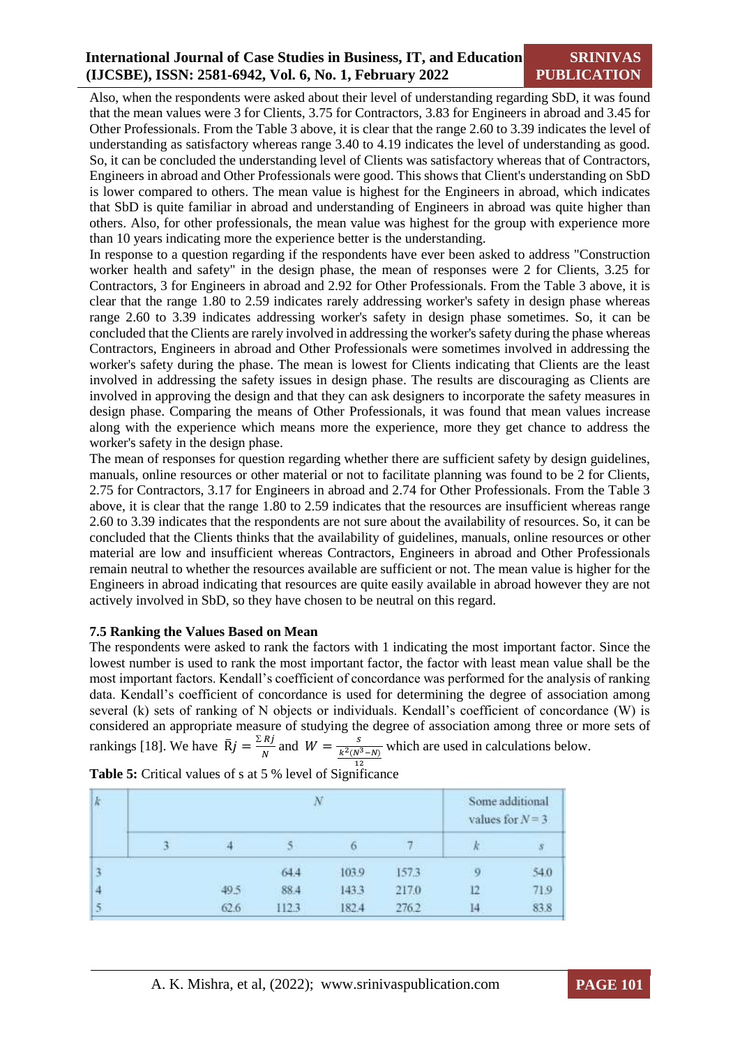Also, when the respondents were asked about their level of understanding regarding SbD, it was found that the mean values were 3 for Clients, 3.75 for Contractors, 3.83 for Engineers in abroad and 3.45 for Other Professionals. From the Table 3 above, it is clear that the range 2.60 to 3.39 indicates the level of understanding as satisfactory whereas range 3.40 to 4.19 indicates the level of understanding as good. So, it can be concluded the understanding level of Clients was satisfactory whereas that of Contractors, Engineers in abroad and Other Professionals were good. This shows that Client's understanding on SbD is lower compared to others. The mean value is highest for the Engineers in abroad, which indicates that SbD is quite familiar in abroad and understanding of Engineers in abroad was quite higher than others. Also, for other professionals, the mean value was highest for the group with experience more than 10 years indicating more the experience better is the understanding.

In response to a question regarding if the respondents have ever been asked to address "Construction worker health and safety" in the design phase, the mean of responses were 2 for Clients, 3.25 for Contractors, 3 for Engineers in abroad and 2.92 for Other Professionals. From the Table 3 above, it is clear that the range 1.80 to 2.59 indicates rarely addressing worker's safety in design phase whereas range 2.60 to 3.39 indicates addressing worker's safety in design phase sometimes. So, it can be concluded that the Clients are rarely involved in addressing the worker's safety during the phase whereas Contractors, Engineers in abroad and Other Professionals were sometimes involved in addressing the worker's safety during the phase. The mean is lowest for Clients indicating that Clients are the least involved in addressing the safety issues in design phase. The results are discouraging as Clients are involved in approving the design and that they can ask designers to incorporate the safety measures in design phase. Comparing the means of Other Professionals, it was found that mean values increase along with the experience which means more the experience, more they get chance to address the worker's safety in the design phase.

The mean of responses for question regarding whether there are sufficient safety by design guidelines, manuals, online resources or other material or not to facilitate planning was found to be 2 for Clients, 2.75 for Contractors, 3.17 for Engineers in abroad and 2.74 for Other Professionals. From the Table 3 above, it is clear that the range 1.80 to 2.59 indicates that the resources are insufficient whereas range 2.60 to 3.39 indicates that the respondents are not sure about the availability of resources. So, it can be concluded that the Clients thinks that the availability of guidelines, manuals, online resources or other material are low and insufficient whereas Contractors, Engineers in abroad and Other Professionals remain neutral to whether the resources available are sufficient or not. The mean value is higher for the Engineers in abroad indicating that resources are quite easily available in abroad however they are not actively involved in SbD, so they have chosen to be neutral on this regard.

### 7.5 Ranking the Values Based on Mean

The respondents were asked to rank the factors with 1 indicating the most important factor. Since the lowest number is used to rank the most important factor, the factor with least mean value shall be the most important factors. Kendall's coefficient of concordance was performed for the analysis of ranking data. Kendall's coefficient of concordance is used for determining the degree of association among several (k) sets of ranking of N objects or individuals. Kendall's coefficient of concordance (W) is considered an appropriate measure of studying the degree of association among three or more sets of rankings [18]. We have $\bar{R}j = \frac{\sum Rj}{N}$ and $W = \frac{s}{\frac{k^2(N^3-N)}{12}}$ which are used in calculations below.

**Table 5:** Critical values of s at 5 % level of Significance

| k | N | | | | | Some additional values for N = 3 | |
|---|---|---|---|---|---|---|---|
| | 3 | 4 | 5 | 6 | 7 | k | s |
| 3 | | | 64.4 | 103.9 | 157.3 | 9 | 54.0 |
| 4 | | 49.5 | 88.4 | 143.3 | 217.0 | 12 | 71.9 |
| 5 | | 62.6 | 112.3 | 182.4 | 276.2 | 14 | 83.8 |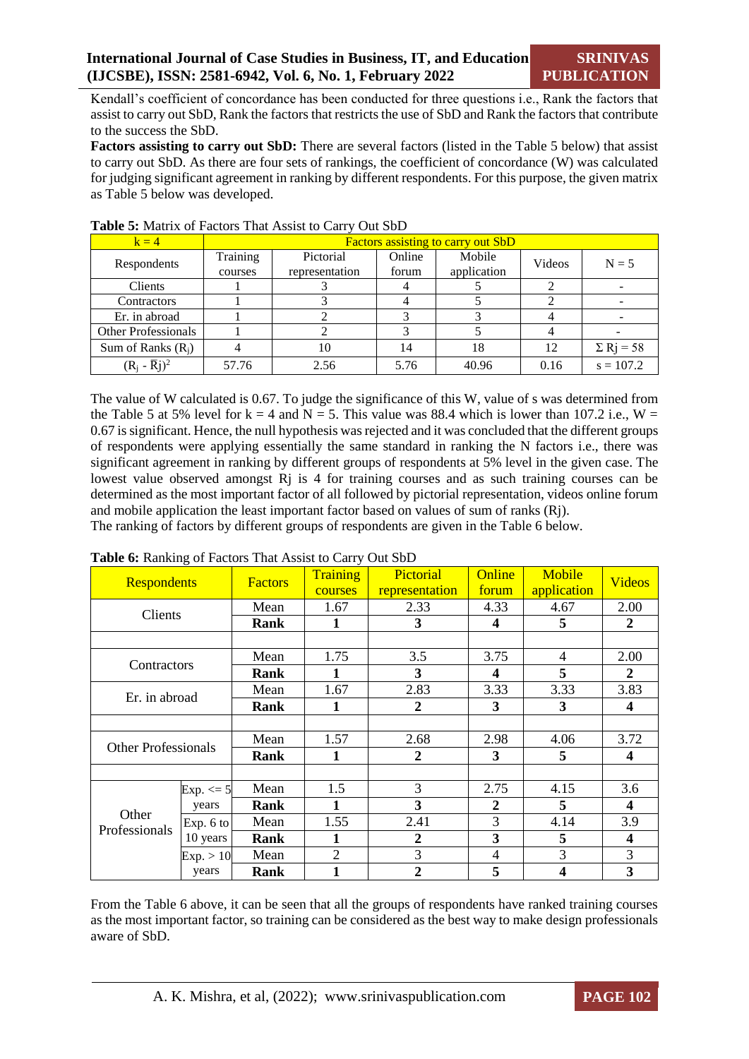Kendall's coefficient of concordance has been conducted for three questions i.e., Rank the factors that assist to carry out SbD, Rank the factors that restricts the use of SbD and Rank the factors that contribute to the success the SbD.

**Factors assisting to carry out SbD:** There are several factors (listed in the Table 5 below) that assist to carry out SbD. As there are four sets of rankings, the coefficient of concordance (W) was calculated for judging significant agreement in ranking by different respondents. For this purpose, the given matrix as Table 5 below was developed.

**Table 5:** Matrix of Factors That Assist to Carry Out SbD

| k = 4 | Factors assisting to carry out SbD | | | | | |
|---|---|---|---|---|---|---|
| Respondents | Training courses | Pictorial representation | Online forum | Mobile application | Videos | N = 5 |
| Clients | 1 | 3 | 4 | 5 | 2 | - |
| Contractors | 1 | 3 | 4 | 5 | 2 | - |
| Er. in abroad | 1 | 2 | 3 | 3 | 4 | - |
| Other Professionals | 1 | 2 | 3 | 5 | 4 | - |
| Sum of Ranks ($R_j$) | 4 | 10 | 14 | 18 | 12 | $\Sigma$ Rj = 58 |
| $(R_j - \bar{R}j)^2$ | 57.76 | 2.56 | 5.76 | 40.96 | 0.16 | s = 107.2 |

The value of W calculated is 0.67. To judge the significance of this W, value of s was determined from the Table 5 at 5% level for k = 4 and N = 5. This value was 88.4 which is lower than 107.2 i.e., W = 0.67 is significant. Hence, the null hypothesis was rejected and it was concluded that the different groups of respondents were applying essentially the same standard in ranking the N factors i.e., there was significant agreement in ranking by different groups of respondents at 5% level in the given case. The lowest value observed amongst Rj is 4 for training courses and as such training courses can be determined as the most important factor of all followed by pictorial representation, videos online forum and mobile application the least important factor based on values of sum of ranks (Rj).

The ranking of factors by different groups of respondents are given in the Table 6 below.

**Table 6:** Ranking of Factors That Assist to Carry Out SbD

| Respondents | | Factors | Training courses | Pictorial representation | Online forum | Mobile application | Videos |
|---|---|---|---|---|---|---|---|
| Clients | | Mean | 1.67 | 2.33 | 4.33 | 4.67 | 2.00 |
| | | **Rank** | **1** | **3** | **4** | **5** | **2** |
| | | | | | | | |
| Contractors | | Mean | 1.75 | 3.5 | 3.75 | 4 | 2.00 |
| | | **Rank** | **1** | **3** | **4** | **5** | **2** |
| Er. in abroad | | Mean | 1.67 | 2.83 | 3.33 | 3.33 | 3.83 |
| | | **Rank** | **1** | **2** | **3** | **3** | **4** |
| | | | | | | | |
| Other Professionals | | Mean | 1.57 | 2.68 | 2.98 | 4.06 | 3.72 |
| | | **Rank** | **1** | **2** | **3** | **5** | **4** |
| | | | | | | | |
| Other Professionals | Exp. <= 5 years | Mean | 1.5 | 3 | 2.75 | 4.15 | 3.6 |
| | | **Rank** | **1** | **3** | **2** | **5** | **4** |
| | Exp. 6 to 10 years | Mean | 1.55 | 2.41 | 3 | 4.14 | 3.9 |
| | | **Rank** | **1** | **2** | **3** | **5** | **4** |
| | Exp. > 10 years | Mean | 2 | 3 | 4 | 3 | 3 |
| | | **Rank** | **1** | **2** | **5** | **4** | **3** |

From the Table 6 above, it can be seen that all the groups of respondents have ranked training courses as the most important factor, so training can be considered as the best way to make design professionals aware of SbD.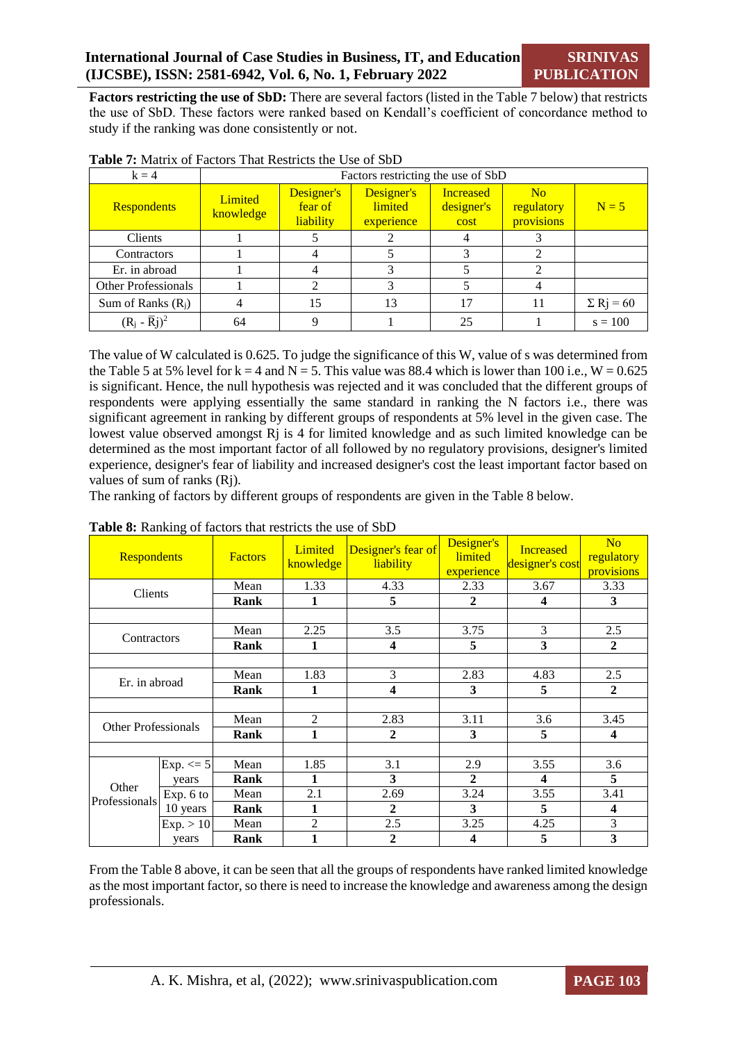**Factors restricting the use of SbD:** There are several factors (listed in the Table 7 below) that restricts the use of SbD. These factors were ranked based on Kendall's coefficient of concordance method to study if the ranking was done consistently or not.

**Table 7:** Matrix of Factors That Restricts the Use of SbD

| k = 4 | Factors restricting the use of SbD | | | | | |
|---|---|---|---|---|---|---|
| Respondents | Limited knowledge | Designer's fear of liability | Designer's limited experience | Increased designer's cost | No regulatory provisions | N = 5 |
| Clients | 1 | 5 | 2 | 4 | 3 | |
| Contractors | 1 | 4 | 5 | 3 | 2 | |
| Er. in abroad | 1 | 4 | 3 | 5 | 2 | |
| Other Professionals | 1 | 2 | 3 | 5 | 4 | |
| Sum of Ranks ($R_j$) | 4 | 15 | 13 | 17 | 11 | $\Sigma$ Rj = 60 |
| $(R_j - \bar{R}j)^2$ | 64 | 9 | 1 | 25 | 1 | s = 100 |

The value of W calculated is 0.625. To judge the significance of this W, value of s was determined from the Table 5 at 5% level for k = 4 and N = 5. This value was 88.4 which is lower than 100 i.e., W = 0.625 is significant. Hence, the null hypothesis was rejected and it was concluded that the different groups of respondents were applying essentially the same standard in ranking the N factors i.e., there was significant agreement in ranking by different groups of respondents at 5% level in the given case. The lowest value observed amongst Rj is 4 for limited knowledge and as such limited knowledge can be determined as the most important factor of all followed by no regulatory provisions, designer's limited experience, designer's fear of liability and increased designer's cost the least important factor based on values of sum of ranks (Rj).

The ranking of factors by different groups of respondents are given in the Table 8 below.

**Table 8:** Ranking of factors that restricts the use of SbD

| Respondents | | Factors | Limited knowledge | Designer's fear of liability | Designer's limited experience | Increased designer's cost | No regulatory provisions |
|---|---|---|---|---|---|---|---|
| Clients | | Mean | 1.33 | 4.33 | 2.33 | 3.67 | 3.33 |
| | | **Rank** | **1** | **5** | **2** | **4** | **3** |
| | | | | | | | |
| Contractors | | Mean | 2.25 | 3.5 | 3.75 | 3 | 2.5 |
| | | **Rank** | **1** | **4** | **5** | **3** | **2** |
| | | | | | | | |
| Er. in abroad | | Mean | 1.83 | 3 | 2.83 | 4.83 | 2.5 |
| | | **Rank** | **1** | **4** | **3** | **5** | **2** |
| | | | | | | | |
| Other Professionals | | Mean | 2 | 2.83 | 3.11 | 3.6 | 3.45 |
| | | **Rank** | **1** | **2** | **3** | **5** | **4** |
| | | | | | | | |
| Other Professionals | Exp. <= 5 years | Mean | 1.85 | 3.1 | 2.9 | 3.55 | 3.6 |
| | | **Rank** | **1** | **3** | **2** | **4** | **5** |
| | Exp. 6 to 10 years | Mean | 2.1 | 2.69 | 3.24 | 3.55 | 3.41 |
| | | **Rank** | **1** | **2** | **3** | **5** | **4** |
| | Exp. > 10 years | Mean | 2 | 2.5 | 3.25 | 4.25 | 3 |
| | | **Rank** | **1** | **2** | **4** | **5** | **3** |

From the Table 8 above, it can be seen that all the groups of respondents have ranked limited knowledge as the most important factor, so there is need to increase the knowledge and awareness among the design professionals.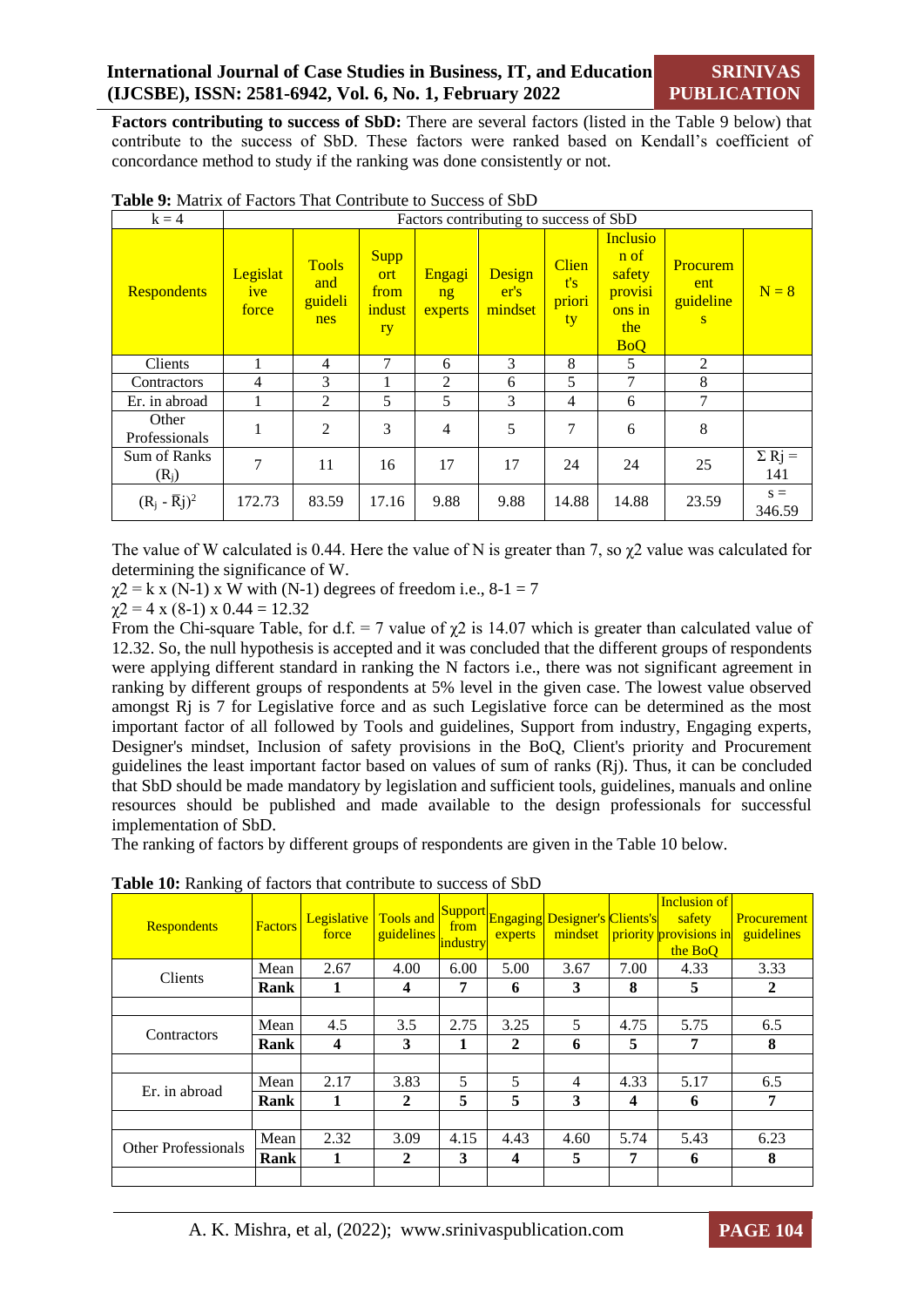**Factors contributing to success of SbD:** There are several factors (listed in the Table 9 below) that contribute to the success of SbD. These factors were ranked based on Kendall's coefficient of concordance method to study if the ranking was done consistently or not.

**Table 9:** Matrix of Factors That Contribute to Success of SbD

| k = 4 | Factors contributing to success of SbD | | | | | | | | |
|---|---|---|---|---|---|---|---|---|---|
| Respondents | Legislative force | Tools and guidelines | Support from industry | Engaging experts | Designer's mindset | Client's priority | Inclusion of safety provisions in the BoQ | Procurement guidelines | N = 8 |
| Clients | 1 | 4 | 7 | 6 | 3 | 8 | 5 | 2 | |
| Contractors | 4 | 3 | 1 | 2 | 6 | 5 | 7 | 8 | |
| Er. in abroad | 1 | 2 | 5 | 5 | 3 | 4 | 6 | 7 | |
| Other Professionals | 1 | 2 | 3 | 4 | 5 | 7 | 6 | 8 | |
| Sum of Ranks ($R_j$) | 7 | 11 | 16 | 17 | 17 | 24 | 24 | 25 | $\Sigma R_j$ = 141 |
| $(R_j - \bar{R}j)^2$ | 172.73 | 83.59 | 17.16 | 9.88 | 9.88 | 14.88 | 14.88 | 23.59 | s = 346.59 |

The value of W calculated is 0.44. Here the value of N is greater than 7, so $\chi 2$ value was calculated for determining the significance of W.

$\chi 2 = k \times (N-1) \times W$ with (N-1) degrees of freedom i.e., 8-1 = 7

$\chi 2 = 4 \times (8-1) \times 0.44 = 12.32$

From the Chi-square Table, for d.f. = 7 value of $\chi 2$ is 14.07 which is greater than calculated value of 12.32. So, the null hypothesis is accepted and it was concluded that the different groups of respondents were applying different standard in ranking the N factors i.e., there was not significant agreement in ranking by different groups of respondents at 5% level in the given case. The lowest value observed amongst Rj is 7 for Legislative force and as such Legislative force can be determined as the most important factor of all followed by Tools and guidelines, Support from industry, Engaging experts, Designer's mindset, Inclusion of safety provisions in the BoQ, Client's priority and Procurement guidelines the least important factor based on values of sum of ranks (Rj). Thus, it can be concluded that SbD should be made mandatory by legislation and sufficient tools, guidelines, manuals and online resources should be published and made available to the design professionals for successful implementation of SbD.

The ranking of factors by different groups of respondents are given in the Table 10 below.

**Table 10:** Ranking of factors that contribute to success of SbD

| Respondents | Factors | Legislative force | Tools and guidelines | Support from industry | Engaging experts | Designer's mindset | Clients's priority | Inclusion of safety provisions in the BoQ | Procurement guidelines |
|---|---|---|---|---|---|---|---|---|---|
| Clients | Mean | 2.67 | 4.00 | 6.00 | 5.00 | 3.67 | 7.00 | 4.33 | 3.33 |
| | **Rank** | **1** | **4** | **7** | **6** | **3** | **8** | **5** | **2** |
| | | | | | | | | | |
| Contractors | Mean | 4.5 | 3.5 | 2.75 | 3.25 | 5 | 4.75 | 5.75 | 6.5 |
| | **Rank** | **4** | **3** | **1** | **2** | **6** | **5** | **7** | **8** |
| | | | | | | | | | |
| Er. in abroad | Mean | 2.17 | 3.83 | 5 | 5 | 4 | 4.33 | 5.17 | 6.5 |
| | **Rank** | **1** | **2** | **5** | **5** | **3** | **4** | **6** | **7** |
| | | | | | | | | | |
| Other Professionals | Mean | 2.32 | 3.09 | 4.15 | 4.43 | 4.60 | 5.74 | 5.43 | 6.23 |
| | **Rank** | **1** | **2** | **3** | **4** | **5** | **7** | **6** | **8** |
| | | | | | | | | | |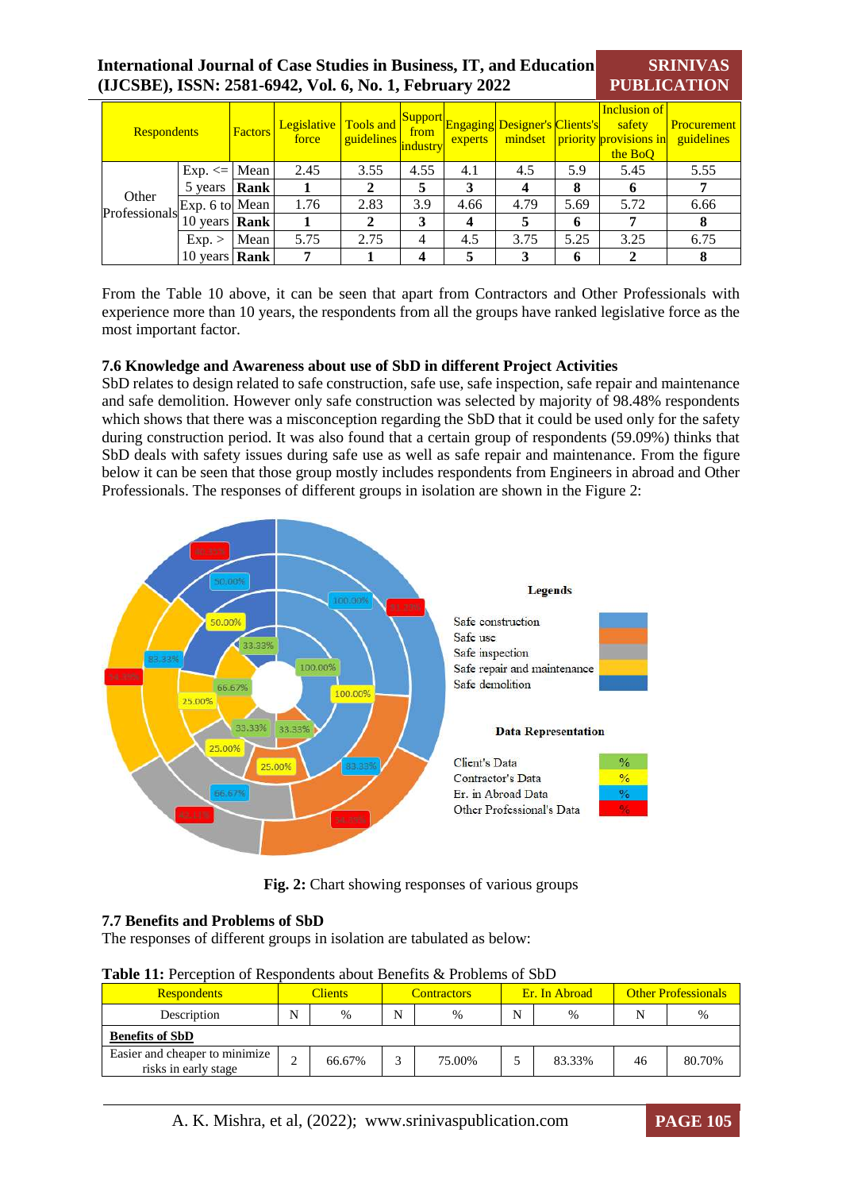| Respondents | | Factors | Legislative force | Tools and guidelines | Support from industry | Engaging experts | Designer's mindset | Clients's priority | Inclusion of safety provisions in the BoQ | Procurement guidelines |
|---|---|---|---|---|---|---|---|---|---|---|
| Other Professionals | Exp. <= 5 years | Mean | 2.45 | 3.55 | 4.55 | 4.1 | 4.5 | 5.9 | 5.45 | 5.55 |
| | | **Rank** | **1** | **2** | **5** | **3** | **4** | **8** | **6** | **7** |
| | Exp. 6 to 10 years | Mean | 1.76 | 2.83 | 3.9 | 4.66 | 4.79 | 5.69 | 5.72 | 6.66 |
| | | **Rank** | **1** | **2** | **3** | **4** | **5** | **6** | **7** | **8** |
| | Exp. > 10 years | Mean | 5.75 | 2.75 | 4 | 4.5 | 3.75 | 5.25 | 3.25 | 6.75 |
| | | **Rank** | **7** | **1** | **4** | **5** | **3** | **6** | **2** | **8** |

From the Table 10 above, it can be seen that apart from Contractors and Other Professionals with experience more than 10 years, the respondents from all the groups have ranked legislative force as the most important factor.

### 7.6 Knowledge and Awareness about use of SbD in different Project Activities

SbD relates to design related to safe construction, safe use, safe inspection, safe repair and maintenance and safe demolition. However only safe construction was selected by majority of 98.48% respondents which shows that there was a misconception regarding the SbD that it could be used only for the safety during construction period. It was also found that a certain group of respondents (59.09%) thinks that SbD deals with safety issues during safe use as well as safe repair and maintenance. From the figure below it can be seen that those group mostly includes respondents from Engineers in abroad and Other Professionals. The responses of different groups in isolation are shown in the Figure 2:

**Fig. 2:** Chart showing responses of various groups

### 7.7 Benefits and Problems of SbD

The responses of different groups in isolation are tabulated as below:

**Table 11:** Perception of Respondents about Benefits & Problems of SbD

| Respondents | Clients | | Contractors | | Er. In Abroad | | Other Professionals | |
|---|---|---|---|---|---|---|---|---|
| Description | N | % | N | % | N | % | N | % |
| **Benefits of SbD** | | | | | | | | |
| Easier and cheaper to minimize risks in early stage | 2 | 66.67% | 3 | 75.00% | 5 | 83.33% | 46 | 80.70% |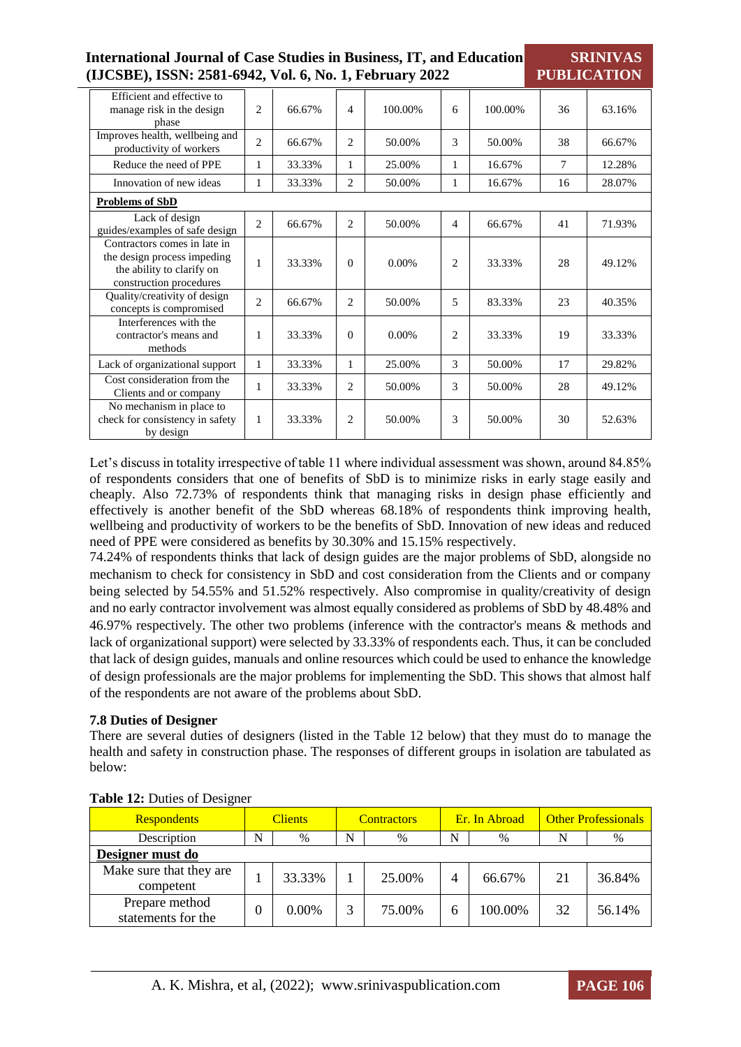| | | | | | | | | |
|---|---|---|---|---|---|---|---|---|
| Efficient and effective to manage risk in the design phase | 2 | 66.67% | 4 | 100.00% | 6 | 100.00% | 36 | 63.16% |
| Improves health, wellbeing and productivity of workers | 2 | 66.67% | 2 | 50.00% | 3 | 50.00% | 38 | 66.67% |
| Reduce the need of PPE | 1 | 33.33% | 1 | 25.00% | 1 | 16.67% | 7 | 12.28% |
| Innovation of new ideas | 1 | 33.33% | 2 | 50.00% | 1 | 16.67% | 16 | 28.07% |
| **Problems of SbD** | | | | | | | | |
| Lack of design guides/examples of safe design | 2 | 66.67% | 2 | 50.00% | 4 | 66.67% | 41 | 71.93% |
| Contractors comes in late in the design process impeding the ability to clarify on construction procedures | 1 | 33.33% | 0 | 0.00% | 2 | 33.33% | 28 | 49.12% |
| Quality/creativity of design concepts is compromised | 2 | 66.67% | 2 | 50.00% | 5 | 83.33% | 23 | 40.35% |
| Interferences with the contractor's means and methods | 1 | 33.33% | 0 | 0.00% | 2 | 33.33% | 19 | 33.33% |
| Lack of organizational support | 1 | 33.33% | 1 | 25.00% | 3 | 50.00% | 17 | 29.82% |
| Cost consideration from the Clients and or company | 1 | 33.33% | 2 | 50.00% | 3 | 50.00% | 28 | 49.12% |
| No mechanism in place to check for consistency in safety by design | 1 | 33.33% | 2 | 50.00% | 3 | 50.00% | 30 | 52.63% |

Let's discuss in totality irrespective of table 11 where individual assessment was shown, around 84.85% of respondents considers that one of benefits of SbD is to minimize risks in early stage easily and cheaply. Also 72.73% of respondents think that managing risks in design phase efficiently and effectively is another benefit of the SbD whereas 68.18% of respondents think improving health, wellbeing and productivity of workers to be the benefits of SbD. Innovation of new ideas and reduced need of PPE were considered as benefits by 30.30% and 15.15% respectively.

74.24% of respondents thinks that lack of design guides are the major problems of SbD, alongside no mechanism to check for consistency in SbD and cost consideration from the Clients and or company being selected by 54.55% and 51.52% respectively. Also compromise in quality/creativity of design and no early contractor involvement was almost equally considered as problems of SbD by 48.48% and 46.97% respectively. The other two problems (inference with the contractor's means & methods and lack of organizational support) were selected by 33.33% of respondents each. Thus, it can be concluded that lack of design guides, manuals and online resources which could be used to enhance the knowledge of design professionals are the major problems for implementing the SbD. This shows that almost half of the respondents are not aware of the problems about SbD.

### 7.8 Duties of Designer

There are several duties of designers (listed in the Table 12 below) that they must do to manage the health and safety in construction phase. The responses of different groups in isolation are tabulated as below:

**Table 12:** Duties of Designer

| Respondents | Clients | | Contractors | | Er. In Abroad | | Other Professionals | |
|---|---|---|---|---|---|---|---|---|
| Description | N | % | N | % | N | % | N | % |
| **Designer must do** | | | | | | | | |
| Make sure that they are competent | 1 | 33.33% | 1 | 25.00% | 4 | 66.67% | 21 | 36.84% |
| Prepare method statements for the | 0 | 0.00% | 3 | 75.00% | 6 | 100.00% | 32 | 56.14% |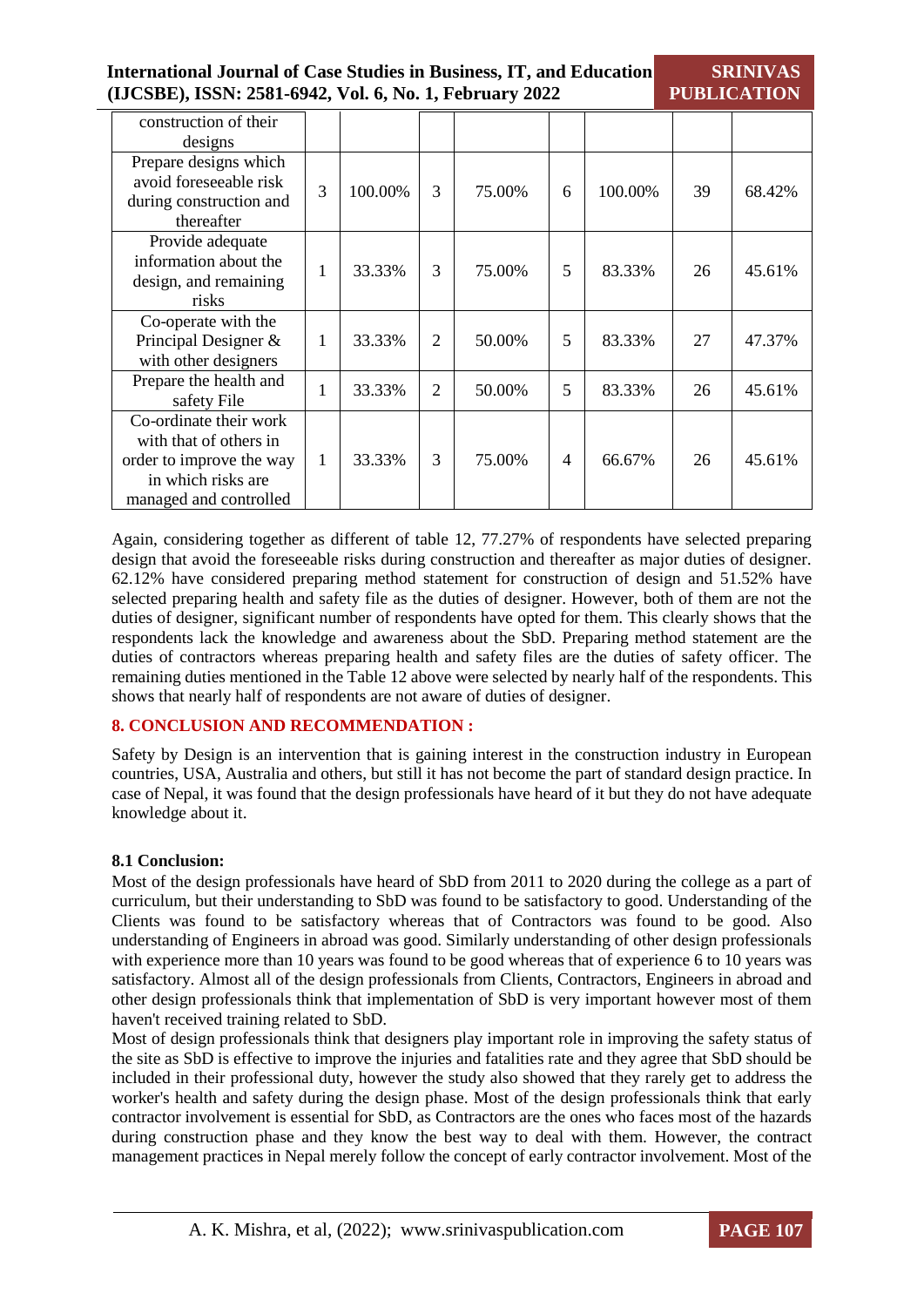| construction of their designs | | | | | | | | |
|---|---|---|---|---|---|---|---|---|
| Prepare designs which avoid foreseeable risk during construction and thereafter | 3 | 100.00% | 3 | 75.00% | 6 | 100.00% | 39 | 68.42% |
| Provide adequate information about the design, and remaining risks | 1 | 33.33% | 3 | 75.00% | 5 | 83.33% | 26 | 45.61% |
| Co-operate with the Principal Designer & with other designers | 1 | 33.33% | 2 | 50.00% | 5 | 83.33% | 27 | 47.37% |
| Prepare the health and safety File | 1 | 33.33% | 2 | 50.00% | 5 | 83.33% | 26 | 45.61% |
| Co-ordinate their work with that of others in order to improve the way in which risks are managed and controlled | 1 | 33.33% | 3 | 75.00% | 4 | 66.67% | 26 | 45.61% |

Again, considering together as different of table 12, 77.27% of respondents have selected preparing design that avoid the foreseeable risks during construction and thereafter as major duties of designer. 62.12% have considered preparing method statement for construction of design and 51.52% have selected preparing health and safety file as the duties of designer. However, both of them are not the duties of designer, significant number of respondents have opted for them. This clearly shows that the respondents lack the knowledge and awareness about the SbD. Preparing method statement are the duties of contractors whereas preparing health and safety files are the duties of safety officer. The remaining duties mentioned in the Table 12 above were selected by nearly half of the respondents. This shows that nearly half of respondents are not aware of duties of designer.

## 8. CONCLUSION AND RECOMMENDATION :

Safety by Design is an intervention that is gaining interest in the construction industry in European countries, USA, Australia and others, but still it has not become the part of standard design practice. In case of Nepal, it was found that the design professionals have heard of it but they do not have adequate knowledge about it.

### 8.1 Conclusion:

Most of the design professionals have heard of SbD from 2011 to 2020 during the college as a part of curriculum, but their understanding to SbD was found to be satisfactory to good. Understanding of the Clients was found to be satisfactory whereas that of Contractors was found to be good. Also understanding of Engineers in abroad was good. Similarly understanding of other design professionals with experience more than 10 years was found to be good whereas that of experience 6 to 10 years was satisfactory. Almost all of the design professionals from Clients, Contractors, Engineers in abroad and other design professionals think that implementation of SbD is very important however most of them haven't received training related to SbD.

Most of design professionals think that designers play important role in improving the safety status of the site as SbD is effective to improve the injuries and fatalities rate and they agree that SbD should be included in their professional duty, however the study also showed that they rarely get to address the worker's health and safety during the design phase. Most of the design professionals think that early contractor involvement is essential for SbD, as Contractors are the ones who faces most of the hazards during construction phase and they know the best way to deal with them. However, the contract management practices in Nepal merely follow the concept of early contractor involvement. Most of the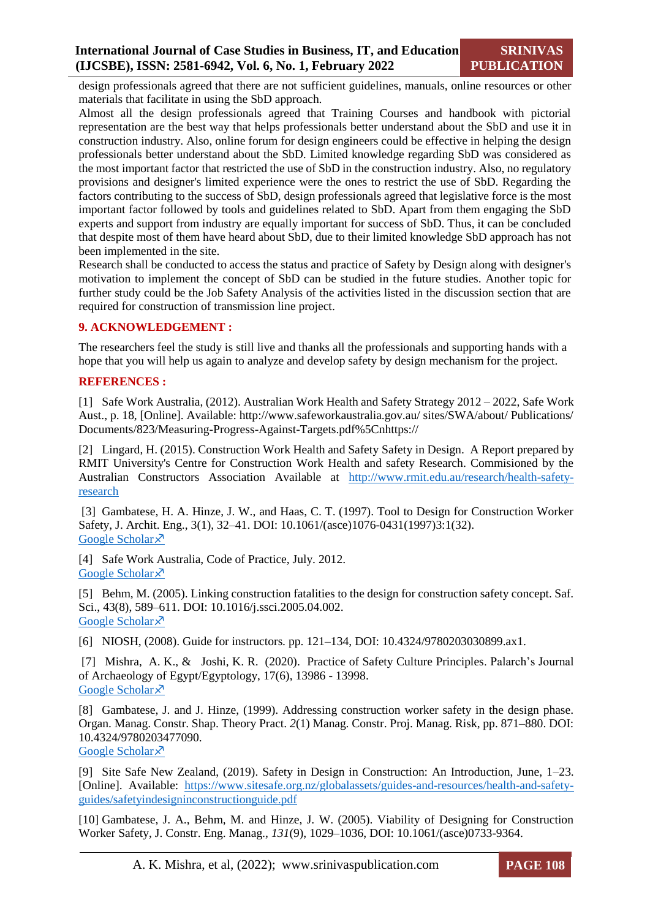design professionals agreed that there are not sufficient guidelines, manuals, online resources or other materials that facilitate in using the SbD approach.

Almost all the design professionals agreed that Training Courses and handbook with pictorial representation are the best way that helps professionals better understand about the SbD and use it in construction industry. Also, online forum for design engineers could be effective in helping the design professionals better understand about the SbD. Limited knowledge regarding SbD was considered as the most important factor that restricted the use of SbD in the construction industry. Also, no regulatory provisions and designer's limited experience were the ones to restrict the use of SbD. Regarding the factors contributing to the success of SbD, design professionals agreed that legislative force is the most important factor followed by tools and guidelines related to SbD. Apart from them engaging the SbD experts and support from industry are equally important for success of SbD. Thus, it can be concluded that despite most of them have heard about SbD, due to their limited knowledge SbD approach has not been implemented in the site.

Research shall be conducted to access the status and practice of Safety by Design along with designer's motivation to implement the concept of SbD can be studied in the future studies. Another topic for further study could be the Job Safety Analysis of the activities listed in the discussion section that are required for construction of transmission line project.

## 9. ACKNOWLEDGEMENT :

The researchers feel the study is still live and thanks all the professionals and supporting hands with a hope that you will help us again to analyze and develop safety by design mechanism for the project.

## REFERENCES :

[1] Safe Work Australia, (2012). Australian Work Health and Safety Strategy 2012 – 2022, Safe Work Aust., p. 18, [Online]. Available: http://www.safeworkaustralia.gov.au/ sites/SWA/about/ Publications/ Documents/823/Measuring-Progress-Against-Targets.pdf%5Cnhttps://

[2] Lingard, H. (2015). Construction Work Health and Safety Safety in Design. A Report prepared by RMIT University's Centre for Construction Work Health and safety Research. Commisioned by the Australian Constructors Association Available at http://www.rmit.edu.au/research/health-safety-research

[3] Gambatese, H. A. Hinze, J. W., and Haas, C. T. (1997). Tool to Design for Construction Worker Safety, J. Archit. Eng., 3(1), 32–41. DOI: 10.1061/(asce)1076-0431(1997)3:1(32).
Google Scholar

[4] Safe Work Australia, Code of Practice, July. 2012.
Google Scholar

[5] Behm, M. (2005). Linking construction fatalities to the design for construction safety concept. Saf. Sci., 43(8), 589–611. DOI: 10.1016/j.ssci.2005.04.002.
Google Scholar

[6] NIOSH, (2008). Guide for instructors. pp. 121–134, DOI: 10.4324/9780203030899.ax1.

[7] Mishra, A. K., & Joshi, K. R. (2020). Practice of Safety Culture Principles. Palarch's Journal of Archaeology of Egypt/Egyptology, 17(6), 13986 - 13998.
Google Scholar

[8] Gambatese, J. and J. Hinze, (1999). Addressing construction worker safety in the design phase. Organ. Manag. Constr. Shap. Theory Pract. *2*(1) Manag. Constr. Proj. Manag. Risk, pp. 871–880. DOI: 10.4324/9780203477090.
Google Scholar

[9] Site Safe New Zealand, (2019). Safety in Design in Construction: An Introduction, June, 1–23. [Online]. Available: https://www.sitesafe.org.nz/globalassets/guides-and-resources/health-and-safety-guides/safetyindesigninconstructionguide.pdf

[10] Gambatese, J. A., Behm, M. and Hinze, J. W. (2005). Viability of Designing for Construction Worker Safety, J. Constr. Eng. Manag., *131*(9), 1029–1036, DOI: 10.1061/(asce)0733-9364.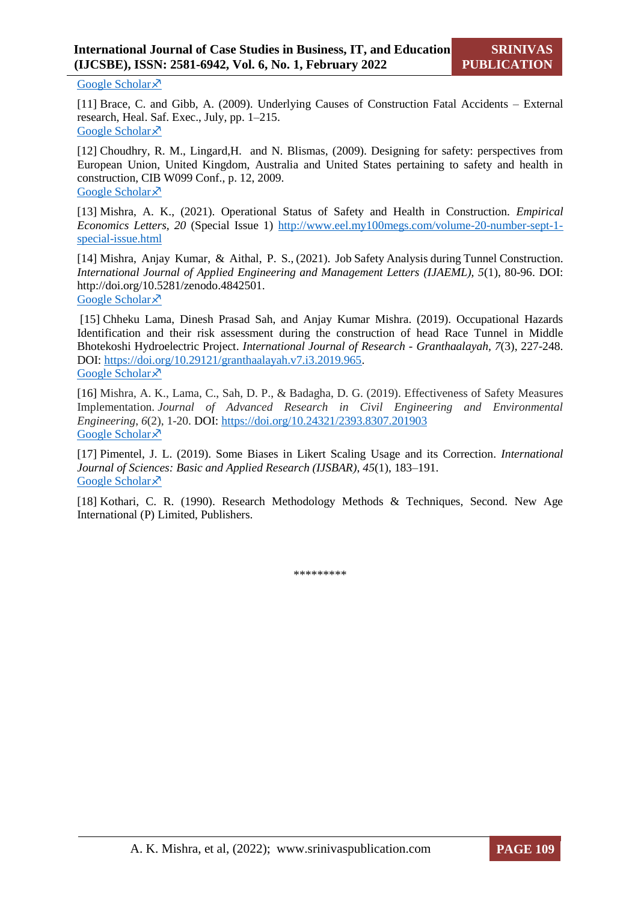Google Scholar↗

[11] Brace, C. and Gibb, A. (2009). Underlying Causes of Construction Fatal Accidents – External research, Heal. Saf. Exec., July, pp. 1–215.
Google Scholar↗

[12] Choudhry, R. M., Lingard,H. and N. Blismas, (2009). Designing for safety: perspectives from European Union, United Kingdom, Australia and United States pertaining to safety and health in construction, CIB W099 Conf., p. 12, 2009.
Google Scholar↗

[13] Mishra, A. K., (2021). Operational Status of Safety and Health in Construction. *Empirical Economics Letters*, *20* (Special Issue 1) http://www.eel.my100megs.com/volume-20-number-sept-1-special-issue.html

[14] Mishra, Anjay Kumar, & Aithal, P. S., (2021). Job Safety Analysis during Tunnel Construction. *International Journal of Applied Engineering and Management Letters (IJAEML)*, *5*(1), 80-96. DOI: http://doi.org/10.5281/zenodo.4842501.
Google Scholar↗

[15] Chheku Lama, Dinesh Prasad Sah, and Anjay Kumar Mishra. (2019). Occupational Hazards Identification and their risk assessment during the construction of head Race Tunnel in Middle Bhotekoshi Hydroelectric Project. *International Journal of Research - Granthaalayah, 7*(3), 227-248. DOI: https://doi.org/10.29121/granthaalayah.v7.i3.2019.965.
Google Scholar↗

[16] Mishra, A. K., Lama, C., Sah, D. P., & Badagha, D. G. (2019). Effectiveness of Safety Measures Implementation. *Journal of Advanced Research in Civil Engineering and Environmental Engineering*, *6*(2), 1-20. DOI: https://doi.org/10.24321/2393.8307.201903
Google Scholar↗

[17] Pimentel, J. L. (2019). Some Biases in Likert Scaling Usage and its Correction. *International Journal of Sciences: Basic and Applied Research (IJSBAR)*, *45*(1), 183–191.
Google Scholar↗

[18] Kothari, C. R. (1990). Research Methodology Methods & Techniques, Second. New Age International (P) Limited, Publishers.

*********